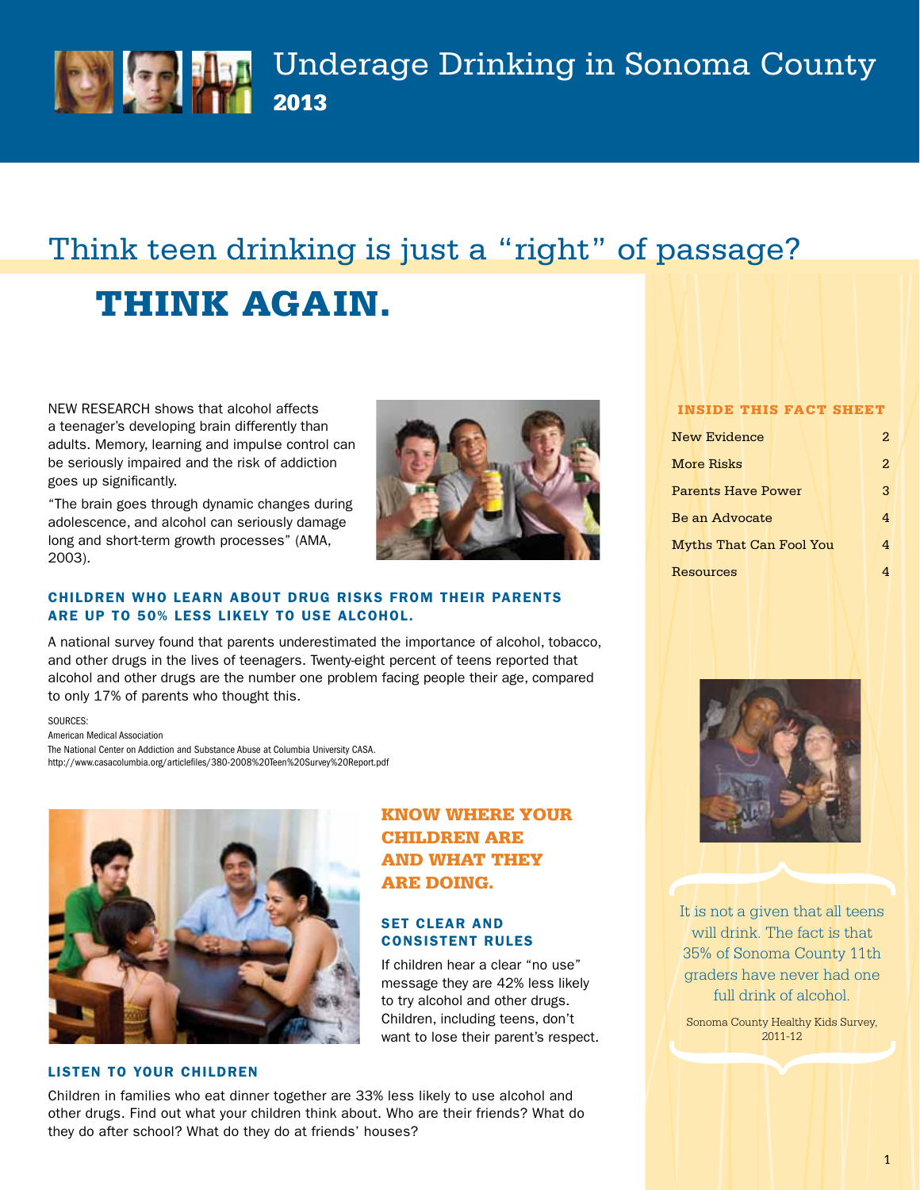# Underage Drinking in Sonoma County

## 2013

# Think teen drinking is just a "right" of passage?

# THINK AGAIN.

NEW RESEARCH shows that alcohol affects a teenager's developing brain differently than adults. Memory, learning and impulse control can be seriously impaired and the risk of addiction goes up significantly.

"The brain goes through dynamic changes during adolescence, and alcohol can seriously damage long and short-term growth processes" (AMA, 2003).

### CHILDREN WHO LEARN ABOUT DRUG RISKS FROM THEIR PARENTS ARE UP TO 50% LESS LIKELY TO USE ALCOHOL.

A national survey found that parents underestimated the importance of alcohol, tobacco, and other drugs in the lives of teenagers. Twenty-eight percent of teens reported that alcohol and other drugs are the number one problem facing people their age, compared to only 17% of parents who thought this.

SOURCES:
American Medical Association
The National Center on Addiction and Substance Abuse at Columbia University CASA.
http://www.casacolumbia.org/articlefiles/380-2008%20Teen%20Survey%20Report.pdf

## KNOW WHERE YOUR CHILDREN ARE AND WHAT THEY ARE DOING.

### SET CLEAR AND CONSISTENT RULES

If children hear a clear "no use" message they are 42% less likely to try alcohol and other drugs. Children, including teens, don't want to lose their parent's respect.

### LISTEN TO YOUR CHILDREN

Children in families who eat dinner together are 33% less likely to use alcohol and other drugs. Find out what your children think about. Who are their friends? What do they do after school? What do they do at friends' houses?

### INSIDE THIS FACT SHEET

| | |
|---|---|
| New Evidence | 2 |
| More Risks | 2 |
| Parents Have Power | 3 |
| Be an Advocate | 4 |
| Myths That Can Fool You | 4 |
| Resources | 4 |

It is not a given that all teens will drink. The fact is that 35% of Sonoma County 11th graders have never had one full drink of alcohol.

Sonoma County Healthy Kids Survey, 2011-12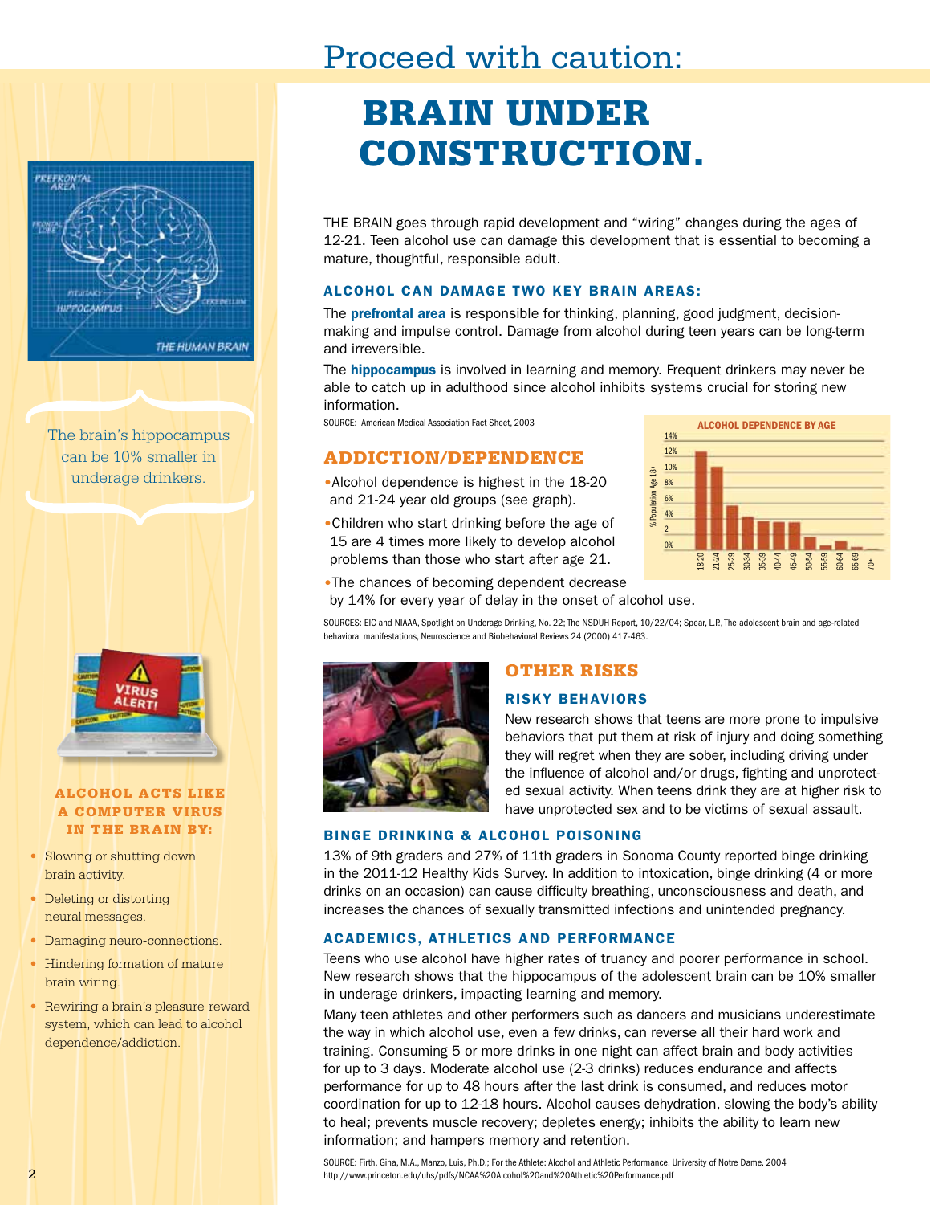# Proceed with caution:

# BRAIN UNDER CONSTRUCTION.

THE BRAIN goes through rapid development and "wiring" changes during the ages of 12-21. Teen alcohol use can damage this development that is essential to becoming a mature, thoughtful, responsible adult.

### ALCOHOL CAN DAMAGE TWO KEY BRAIN AREAS:

The **prefrontal area** is responsible for thinking, planning, good judgment, decision-making and impulse control. Damage from alcohol during teen years can be long-term and irreversible.

The **hippocampus** is involved in learning and memory. Frequent drinkers may never be able to catch up in adulthood since alcohol inhibits systems crucial for storing new information.

SOURCE: American Medical Association Fact Sheet, 2003

## ADDICTION/DEPENDENCE

- Alcohol dependence is highest in the 18-20 and 21-24 year old groups (see graph).
- Children who start drinking before the age of 15 are 4 times more likely to develop alcohol problems than those who start after age 21.
- The chances of becoming dependent decrease by 14% for every year of delay in the onset of alcohol use.

**ALCOHOL DEPENDENCE BY AGE**

SOURCES: EIC and NIAAA, Spotlight on Underage Drinking, No. 22; The NSDUH Report, 10/22/04; Spear, L.P., The adolescent brain and age-related behavioral manifestations, Neuroscience and Biobehavioral Reviews 24 (2000) 417-463.

The brain's hippocampus can be 10% smaller in underage drinkers.

### ALCOHOL ACTS LIKE A COMPUTER VIRUS IN THE BRAIN BY:

- Slowing or shutting down brain activity.
- Deleting or distorting neural messages.
- Damaging neuro-connections.
- Hindering formation of mature brain wiring.
- Rewiring a brain's pleasure-reward system, which can lead to alcohol dependence/addiction.

## OTHER RISKS

### RISKY BEHAVIORS

New research shows that teens are more prone to impulsive behaviors that put them at risk of injury and doing something they will regret when they are sober, including driving under the influence of alcohol and/or drugs, fighting and unprotected sexual activity. When teens drink they are at higher risk to have unprotected sex and to be victims of sexual assault.

### BINGE DRINKING & ALCOHOL POISONING

13% of 9th graders and 27% of 11th graders in Sonoma County reported binge drinking in the 2011-12 Healthy Kids Survey. In addition to intoxication, binge drinking (4 or more drinks on an occasion) can cause difficulty breathing, unconsciousness and death, and increases the chances of sexually transmitted infections and unintended pregnancy.

### ACADEMICS, ATHLETICS AND PERFORMANCE

Teens who use alcohol have higher rates of truancy and poorer performance in school. New research shows that the hippocampus of the adolescent brain can be 10% smaller in underage drinkers, impacting learning and memory.

Many teen athletes and other performers such as dancers and musicians underestimate the way in which alcohol use, even a few drinks, can reverse all their hard work and training. Consuming 5 or more drinks in one night can affect brain and body activities for up to 3 days. Moderate alcohol use (2-3 drinks) reduces endurance and affects performance for up to 48 hours after the last drink is consumed, and reduces motor coordination for up to 12-18 hours. Alcohol causes dehydration, slowing the body's ability to heal; prevents muscle recovery; depletes energy; inhibits the ability to learn new information; and hampers memory and retention.

SOURCE: Firth, Gina, M.A., Manzo, Luis, Ph.D.; For the Athlete: Alcohol and Athletic Performance. University of Notre Dame. 2004
http://www.princeton.edu/uhs/pdfs/NCAA%20Alcohol%20and%20Athletic%20Performance.pdf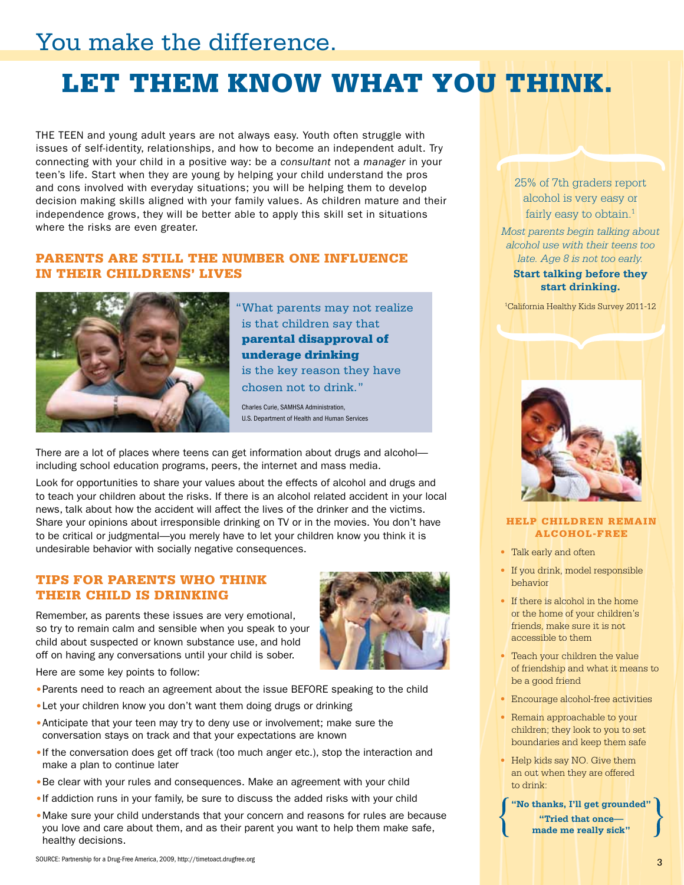# You make the difference.

# LET THEM KNOW WHAT YOU THINK.

THE TEEN and young adult years are not always easy. Youth often struggle with issues of self-identity, relationships, and how to become an independent adult. Try connecting with your child in a positive way: be a *consultant* not a *manager* in your teen's life. Start when they are young by helping your child understand the pros and cons involved with everyday situations; you will be helping them to develop decision making skills aligned with your family values. As children mature and their independence grows, they will be better able to apply this skill set in situations where the risks are even greater.

## PARENTS ARE STILL THE NUMBER ONE INFLUENCE IN THEIR CHILDRENS' LIVES

"What parents may not realize is that children say that **parental disapproval of underage drinking** is the key reason they have chosen not to drink."

Charles Curie, SAMHSA Administration, U.S. Department of Health and Human Services

There are a lot of places where teens can get information about drugs and alcohol—including school education programs, peers, the internet and mass media.

Look for opportunities to share your values about the effects of alcohol and drugs and to teach your children about the risks. If there is an alcohol related accident in your local news, talk about how the accident will affect the lives of the drinker and the victims. Share your opinions about irresponsible drinking on TV or in the movies. You don't have to be critical or judgmental—you merely have to let your children know you think it is undesirable behavior with socially negative consequences.

## TIPS FOR PARENTS WHO THINK THEIR CHILD IS DRINKING

Remember, as parents these issues are very emotional, so try to remain calm and sensible when you speak to your child about suspected or known substance use, and hold off on having any conversations until your child is sober.

Here are some key points to follow:

- Parents need to reach an agreement about the issue BEFORE speaking to the child
- Let your children know you don't want them doing drugs or drinking
- Anticipate that your teen may try to deny use or involvement; make sure the conversation stays on track and that your expectations are known
- If the conversation does get off track (too much anger etc.), stop the interaction and make a plan to continue later
- Be clear with your rules and consequences. Make an agreement with your child
- If addiction runs in your family, be sure to discuss the added risks with your child
- Make sure your child understands that your concern and reasons for rules are because you love and care about them, and as their parent you want to help them make safe, healthy decisions.

SOURCE: Partnership for a Drug-Free America, 2009, http://timetoact.drugfree.org

25% of 7th graders report alcohol is very easy or fairly easy to obtain.[1]

*Most parents begin talking about alcohol use with their teens too late. Age 8 is not too early.*

**Start talking before they start drinking.**

[1]California Healthy Kids Survey 2011-12

### HELP CHILDREN REMAIN ALCOHOL-FREE

- Talk early and often
- If you drink, model responsible behavior
- If there is alcohol in the home or the home of your children's friends, make sure it is not accessible to them
- Teach your children the value of friendship and what it means to be a good friend
- Encourage alcohol-free activities
- Remain approachable to your children; they look to you to set boundaries and keep them safe
- Help kids say NO. Give them an out when they are offered to drink:

**"No thanks, I'll get grounded"**

**"Tried that once—made me really sick"**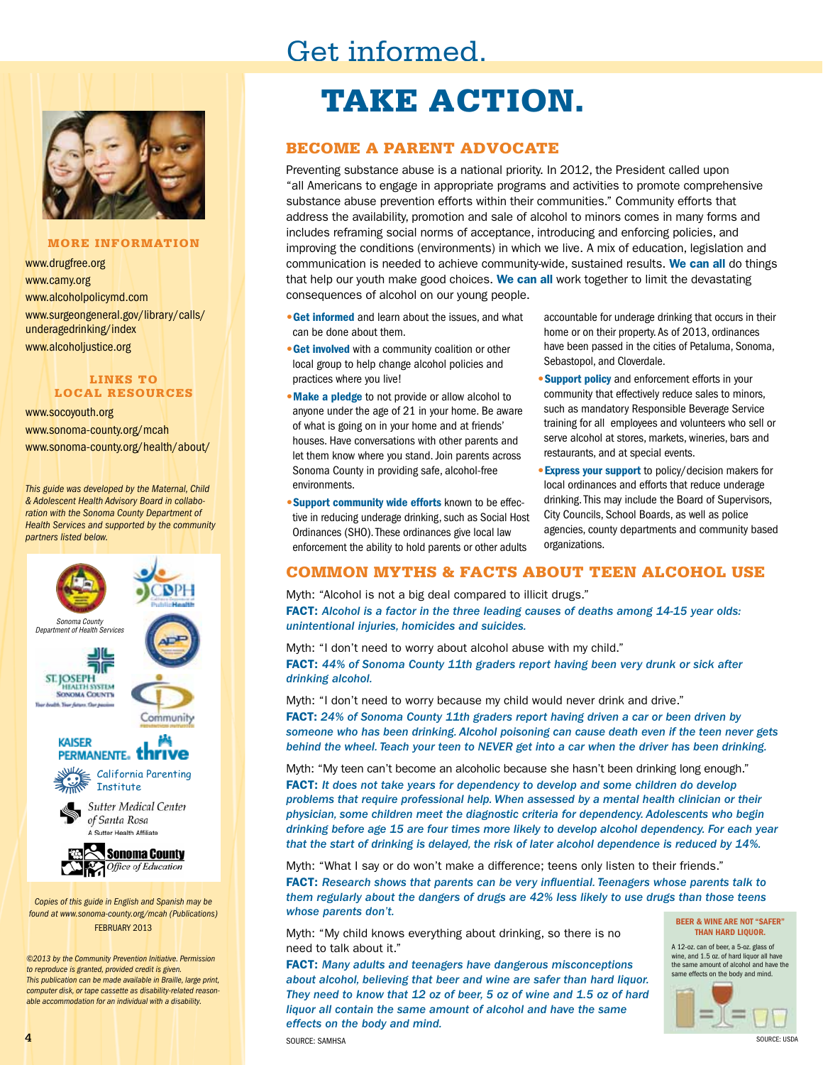# Get informed.

# TAKE ACTION.

## BECOME A PARENT ADVOCATE

Preventing substance abuse is a national priority. In 2012, the President called upon "all Americans to engage in appropriate programs and activities to promote comprehensive substance abuse prevention efforts within their communities." Community efforts that address the availability, promotion and sale of alcohol to minors comes in many forms and includes reframing social norms of acceptance, introducing and enforcing policies, and improving the conditions (environments) in which we live. A mix of education, legislation and communication is needed to achieve community-wide, sustained results. **We can all** do things that help our youth make good choices. **We can all** work together to limit the devastating consequences of alcohol on our young people.

- **Get informed** and learn about the issues, and what can be done about them.
- **Get involved** with a community coalition or other local group to help change alcohol policies and practices where you live!
- **Make a pledge** to not provide or allow alcohol to anyone under the age of 21 in your home. Be aware of what is going on in your home and at friends' houses. Have conversations with other parents and let them know where you stand. Join parents across Sonoma County in providing safe, alcohol-free environments.
- **Support community wide efforts** known to be effective in reducing underage drinking, such as Social Host Ordinances (SHO). These ordinances give local law enforcement the ability to hold parents or other adults accountable for underage drinking that occurs in their home or on their property. As of 2013, ordinances have been passed in the cities of Petaluma, Sonoma, Sebastopol, and Cloverdale.
- **Support policy** and enforcement efforts in your community that effectively reduce sales to minors, such as mandatory Responsible Beverage Service training for all employees and volunteers who sell or serve alcohol at stores, markets, wineries, bars and restaurants, and at special events.
- **Express your support** to policy/decision makers for local ordinances and efforts that reduce underage drinking. This may include the Board of Supervisors, City Councils, School Boards, as well as police agencies, county departments and community based organizations.

## COMMON MYTHS & FACTS ABOUT TEEN ALCOHOL USE

Myth: "Alcohol is not a big deal compared to illicit drugs."
**FACT:** *Alcohol is a factor in the three leading causes of deaths among 14-15 year olds: unintentional injuries, homicides and suicides.*

Myth: "I don't need to worry about alcohol abuse with my child."
**FACT:** *44% of Sonoma County 11th graders report having been very drunk or sick after drinking alcohol.*

Myth: "I don't need to worry because my child would never drink and drive."
**FACT:** *24% of Sonoma County 11th graders report having driven a car or been driven by someone who has been drinking. Alcohol poisoning can cause death even if the teen never gets behind the wheel. Teach your teen to NEVER get into a car when the driver has been drinking.*

Myth: "My teen can't become an alcoholic because she hasn't been drinking long enough."
**FACT:** *It does not take years for dependency to develop and some children do develop problems that require professional help. When assessed by a mental health clinician or their physician, some children meet the diagnostic criteria for dependency. Adolescents who begin drinking before age 15 are four times more likely to develop alcohol dependency. For each year that the start of drinking is delayed, the risk of later alcohol dependence is reduced by 14%.*

Myth: "What I say or do won't make a difference; teens only listen to their friends."
**FACT:** *Research shows that parents can be very influential. Teenagers whose parents talk to them regularly about the dangers of drugs are 42% less likely to use drugs than those teens whose parents don't.*

Myth: "My child knows everything about drinking, so there is no need to talk about it."
**FACT:** *Many adults and teenagers have dangerous misconceptions about alcohol, believing that beer and wine are safer than hard liquor. They need to know that 12 oz of beer, 5 oz of wine and 1.5 oz of hard liquor all contain the same amount of alcohol and have the same effects on the body and mind.*

SOURCE: SAMHSA

**BEER & WINE ARE NOT "SAFER" THAN HARD LIQUOR.**

A 12-oz. can of beer, a 5-oz. glass of wine, and 1.5 oz. of hard liquor all have the same amount of alcohol and have the same effects on the body and mind.

SOURCE: USDA

### MORE INFORMATION

www.drugfree.org
www.camy.org
www.alcoholpolicymd.com
www.surgeongeneral.gov/library/calls/underagedrinking/index
www.alcoholjustice.org

### LINKS TO LOCAL RESOURCES

www.socoyouth.org
www.sonoma-county.org/mcah
www.sonoma-county.org/health/about/

*This guide was developed by the Maternal, Child & Adolescent Health Advisory Board in collaboration with the Sonoma County Department of Health Services and supported by the community partners listed below.*

Sonoma County Department of Health Services
CDPH California Department of Public Health
ADP
St. Joseph Health System Sonoma County
Community Prevention Initiative
Kaiser Permanente. thrive
California Parenting Institute
Sutter Medical Center of Santa Rosa — A Sutter Health Affiliate
Sonoma County Office of Education

*Copies of this guide in English and Spanish may be found at www.sonoma-county.org/mcah (Publications)*
FEBRUARY 2013

*©2013 by the Community Prevention Initiative. Permission to reproduce is granted, provided credit is given. This publication can be made available in Braille, large print, computer disk, or tape cassette as disability-related reasonable accommodation for an individual with a disability.*